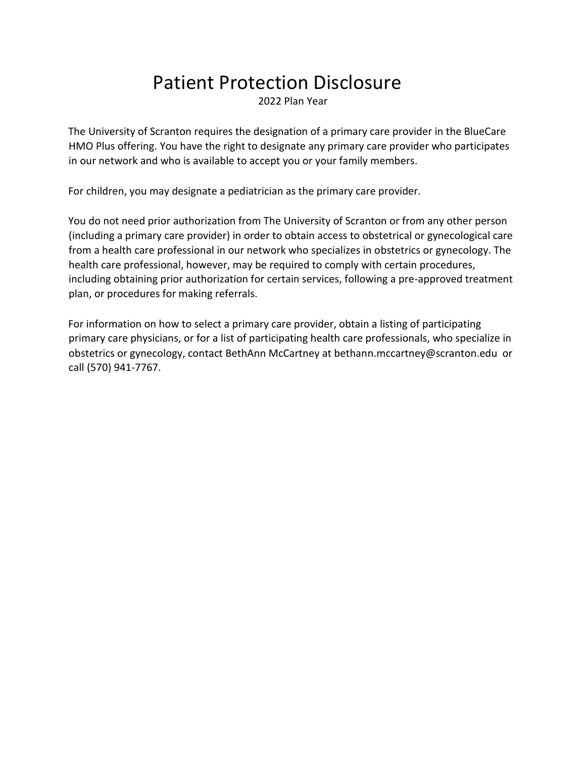# Patient Protection Disclosure

2022 Plan Year

The University of Scranton requires the designation of a primary care provider in the BlueCare HMO Plus offering. You have the right to designate any primary care provider who participates in our network and who is available to accept you or your family members.

For children, you may designate a pediatrician as the primary care provider.

You do not need prior authorization from The University of Scranton or from any other person (including a primary care provider) in order to obtain access to obstetrical or gynecological care from a health care professional in our network who specializes in obstetrics or gynecology. The health care professional, however, may be required to comply with certain procedures, including obtaining prior authorization for certain services, following a pre-approved treatment plan, or procedures for making referrals.

For information on how to select a primary care provider, obtain a listing of participating primary care physicians, or for a list of participating health care professionals, who specialize in obstetrics or gynecology, contact BethAnn McCartney at bethann.mccartney@scranton.edu or call (570) 941-7767.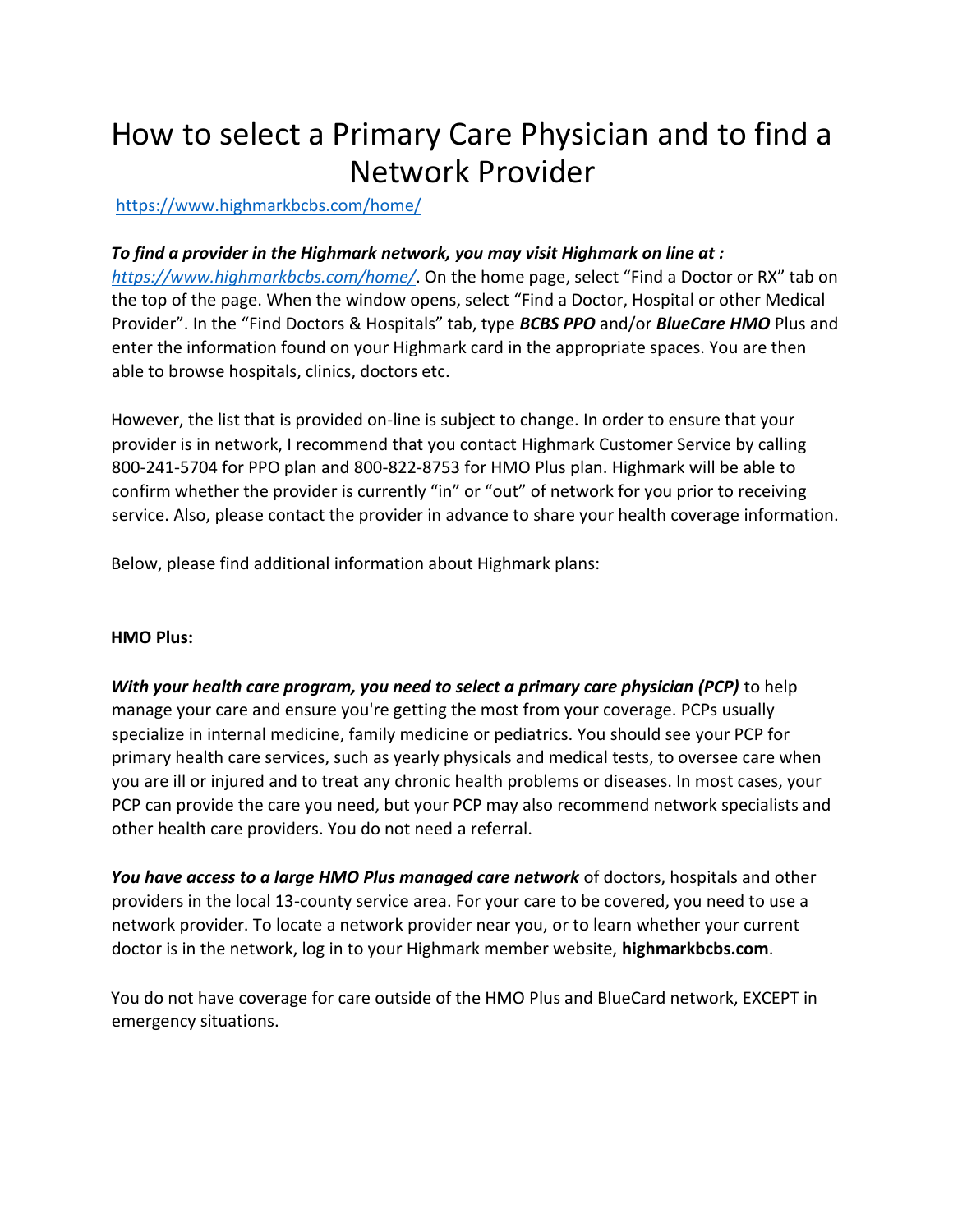# How to select a Primary Care Physician and to find a Network Provider

https://www.highmarkbcbs.com/home/

***To find a provider in the Highmark network, you may visit Highmark on line at :*** *https://www.highmarkbcbs.com/home/*. On the home page, select "Find a Doctor or RX" tab on the top of the page. When the window opens, select "Find a Doctor, Hospital or other Medical Provider". In the "Find Doctors & Hospitals" tab, type ***BCBS PPO*** and/or ***BlueCare HMO*** Plus and enter the information found on your Highmark card in the appropriate spaces. You are then able to browse hospitals, clinics, doctors etc.

However, the list that is provided on-line is subject to change. In order to ensure that your provider is in network, I recommend that you contact Highmark Customer Service by calling 800-241-5704 for PPO plan and 800-822-8753 for HMO Plus plan. Highmark will be able to confirm whether the provider is currently "in" or "out" of network for you prior to receiving service. Also, please contact the provider in advance to share your health coverage information.

Below, please find additional information about Highmark plans:

## HMO Plus:

***With your health care program, you need to select a primary care physician (PCP)*** to help manage your care and ensure you're getting the most from your coverage. PCPs usually specialize in internal medicine, family medicine or pediatrics. You should see your PCP for primary health care services, such as yearly physicals and medical tests, to oversee care when you are ill or injured and to treat any chronic health problems or diseases. In most cases, your PCP can provide the care you need, but your PCP may also recommend network specialists and other health care providers. You do not need a referral.

***You have access to a large HMO Plus managed care network*** of doctors, hospitals and other providers in the local 13-county service area. For your care to be covered, you need to use a network provider. To locate a network provider near you, or to learn whether your current doctor is in the network, log in to your Highmark member website, **highmarkbcbs.com**.

You do not have coverage for care outside of the HMO Plus and BlueCard network, EXCEPT in emergency situations.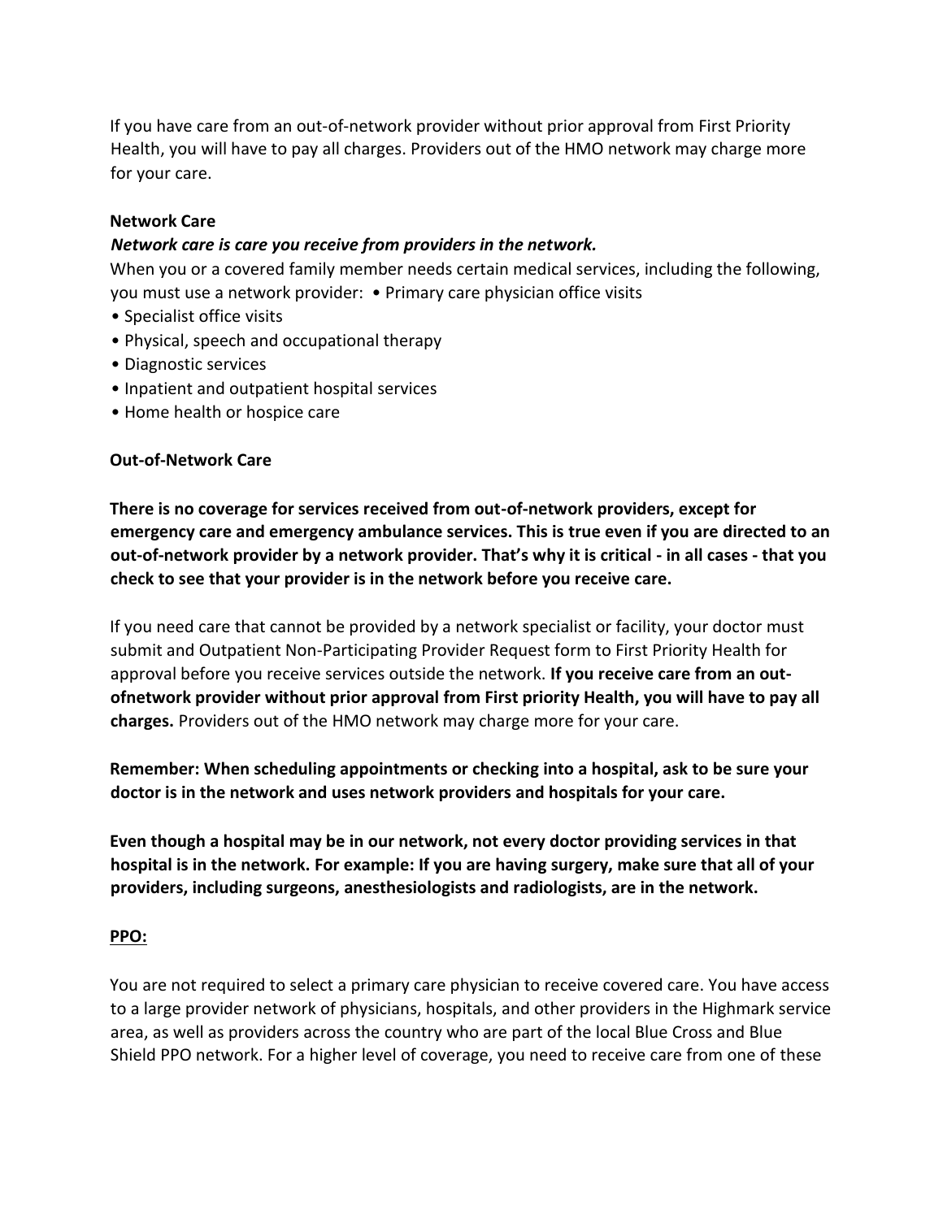If you have care from an out-of-network provider without prior approval from First Priority Health, you will have to pay all charges. Providers out of the HMO network may charge more for your care.

**Network Care**

***Network care is care you receive from providers in the network.***

When you or a covered family member needs certain medical services, including the following, you must use a network provider:

- Primary care physician office visits
- Specialist office visits
- Physical, speech and occupational therapy
- Diagnostic services
- Inpatient and outpatient hospital services
- Home health or hospice care

**Out-of-Network Care**

**There is no coverage for services received from out-of-network providers, except for emergency care and emergency ambulance services. This is true even if you are directed to an out-of-network provider by a network provider. That's why it is critical - in all cases - that you check to see that your provider is in the network before you receive care.**

If you need care that cannot be provided by a network specialist or facility, your doctor must submit and Outpatient Non-Participating Provider Request form to First Priority Health for approval before you receive services outside the network. **If you receive care from an out-ofnetwork provider without prior approval from First priority Health, you will have to pay all charges.** Providers out of the HMO network may charge more for your care.

**Remember: When scheduling appointments or checking into a hospital, ask to be sure your doctor is in the network and uses network providers and hospitals for your care.**

**Even though a hospital may be in our network, not every doctor providing services in that hospital is in the network. For example: If you are having surgery, make sure that all of your providers, including surgeons, anesthesiologists and radiologists, are in the network.**

**PPO:**

You are not required to select a primary care physician to receive covered care. You have access to a large provider network of physicians, hospitals, and other providers in the Highmark service area, as well as providers across the country who are part of the local Blue Cross and Blue Shield PPO network. For a higher level of coverage, you need to receive care from one of these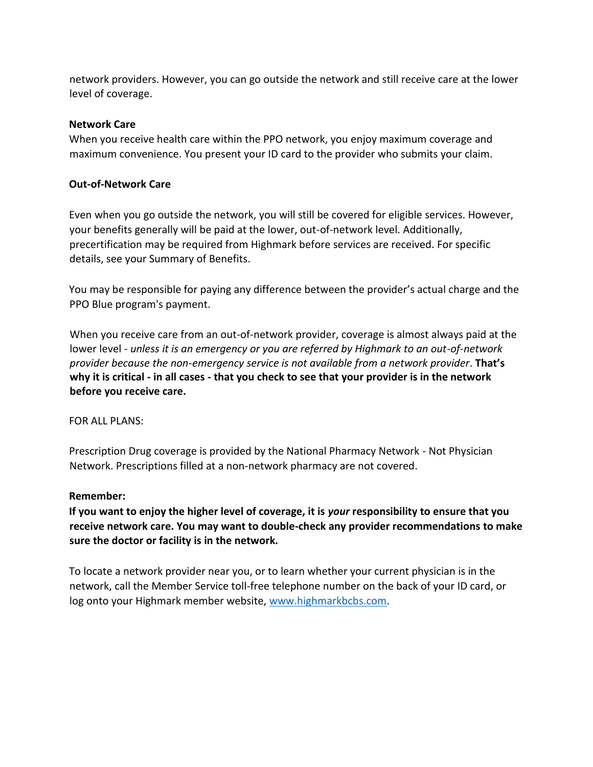network providers. However, you can go outside the network and still receive care at the lower level of coverage.

**Network Care**

When you receive health care within the PPO network, you enjoy maximum coverage and maximum convenience. You present your ID card to the provider who submits your claim.

**Out-of-Network Care**

Even when you go outside the network, you will still be covered for eligible services. However, your benefits generally will be paid at the lower, out-of-network level. Additionally, precertification may be required from Highmark before services are received. For specific details, see your Summary of Benefits.

You may be responsible for paying any difference between the provider's actual charge and the PPO Blue program's payment.

When you receive care from an out-of-network provider, coverage is almost always paid at the lower level - *unless it is an emergency or you are referred by Highmark to an out-of-network provider because the non-emergency service is not available from a network provider*. **That's why it is critical - in all cases - that you check to see that your provider is in the network before you receive care.**

FOR ALL PLANS:

Prescription Drug coverage is provided by the National Pharmacy Network - Not Physician Network. Prescriptions filled at a non-network pharmacy are not covered.

**Remember:**

**If you want to enjoy the higher level of coverage, it is *your* responsibility to ensure that you receive network care. You may want to double-check any provider recommendations to make sure the doctor or facility is in the network.**

To locate a network provider near you, or to learn whether your current physician is in the network, call the Member Service toll-free telephone number on the back of your ID card, or log onto your Highmark member website, [www.highmarkbcbs.com](http://www.highmarkbcbs.com).